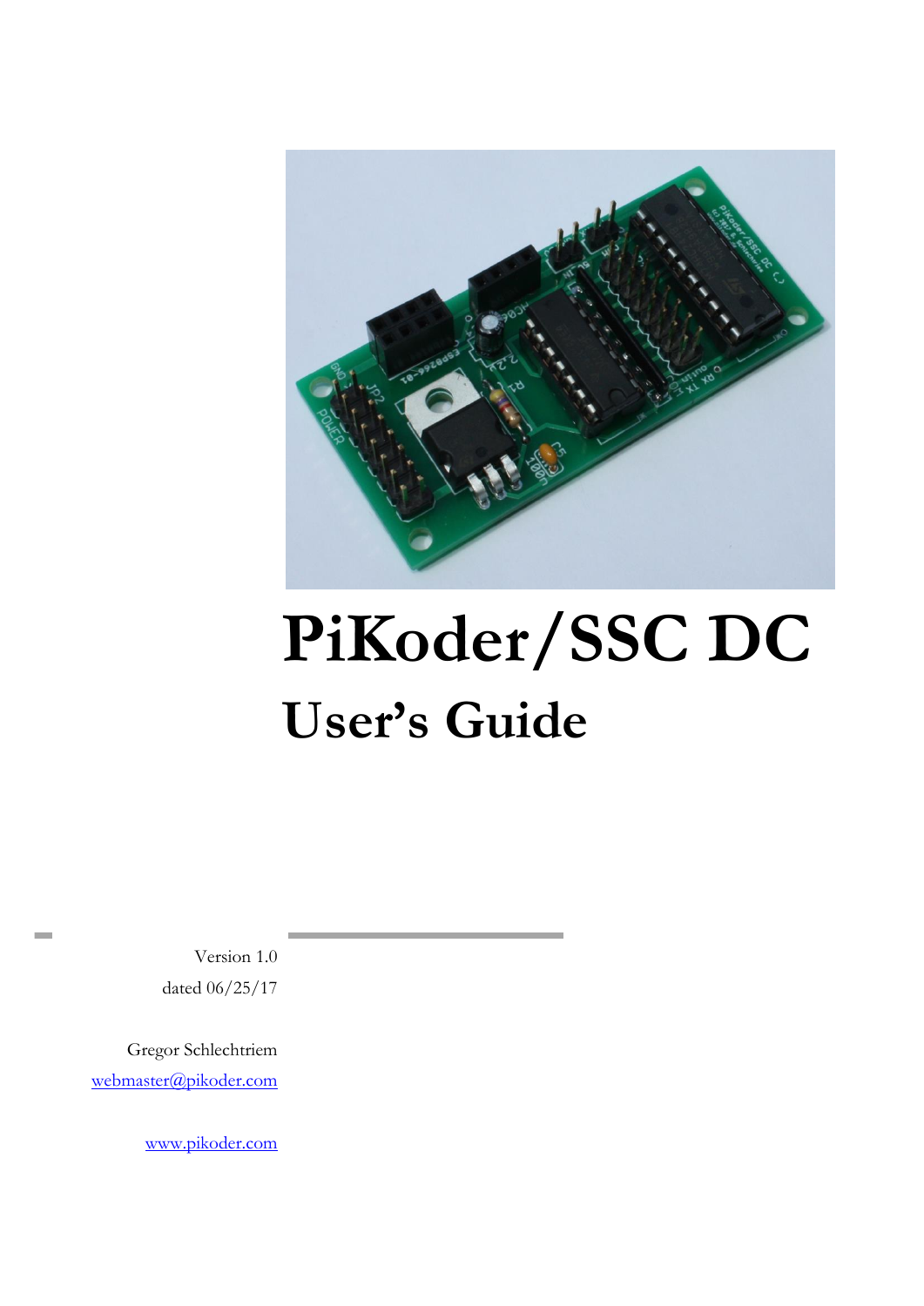# PiKoder/SSC DC

## User's Guide

Version 1.0

dated 06/25/17

Gregor Schlechtriem

webmaster@pikoder.com

www.pikoder.com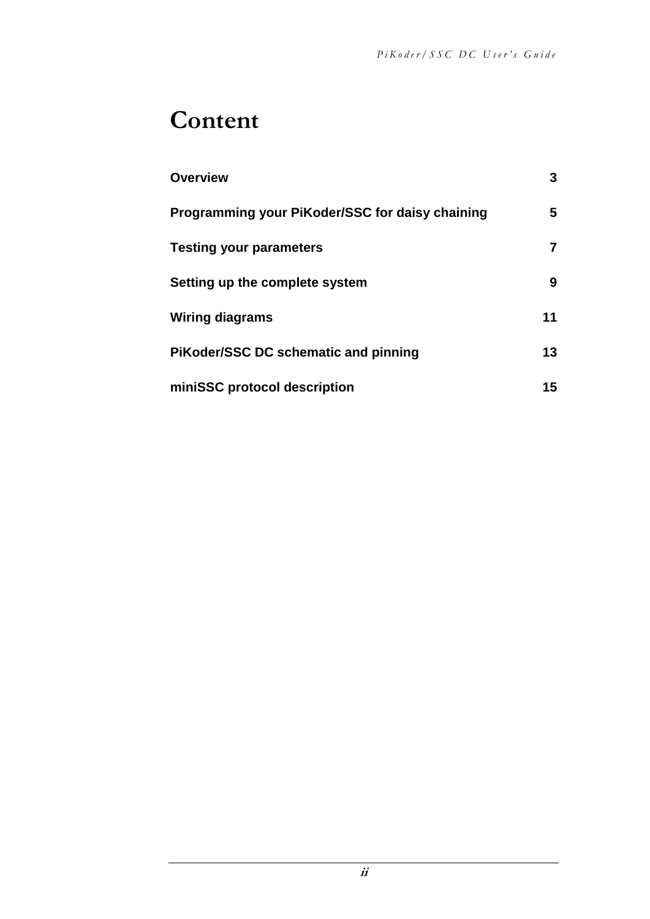# Content

| | |
|---|---|
| **Overview** | **3** |
| **Programming your PiKoder/SSC for daisy chaining** | **5** |
| **Testing your parameters** | **7** |
| **Setting up the complete system** | **9** |
| **Wiring diagrams** | **11** |
| **PiKoder/SSC DC schematic and pinning** | **13** |
| **miniSSC protocol description** | **15** |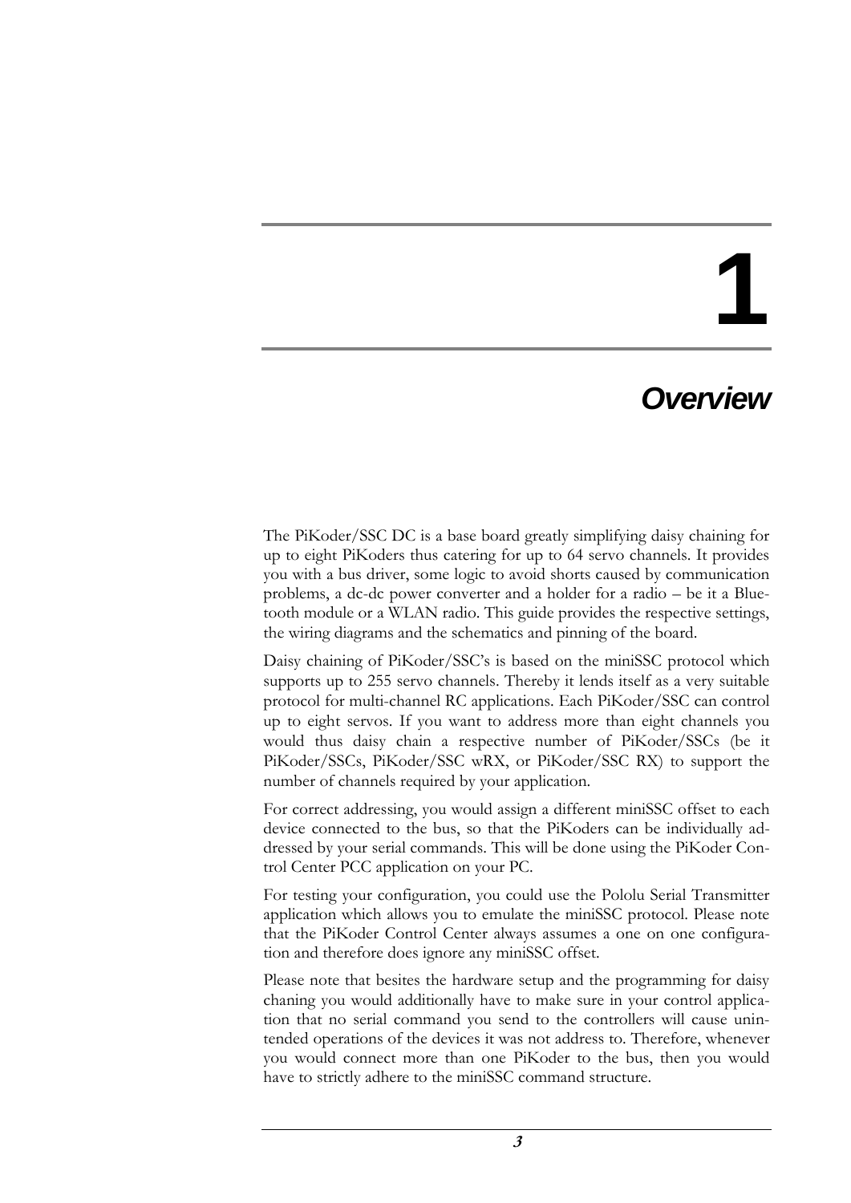# 1

# Overview

The PiKoder/SSC DC is a base board greatly simplifying daisy chaining for up to eight PiKoders thus catering for up to 64 servo channels. It provides you with a bus driver, some logic to avoid shorts caused by communication problems, a dc-dc power converter and a holder for a radio – be it a Bluetooth module or a WLAN radio. This guide provides the respective settings, the wiring diagrams and the schematics and pinning of the board.

Daisy chaining of PiKoder/SSC's is based on the miniSSC protocol which supports up to 255 servo channels. Thereby it lends itself as a very suitable protocol for multi-channel RC applications. Each PiKoder/SSC can control up to eight servos. If you want to address more than eight channels you would thus daisy chain a respective number of PiKoder/SSCs (be it PiKoder/SSCs, PiKoder/SSC wRX, or PiKoder/SSC RX) to support the number of channels required by your application.

For correct addressing, you would assign a different miniSSC offset to each device connected to the bus, so that the PiKoders can be individually addressed by your serial commands. This will be done using the PiKoder Control Center PCC application on your PC.

For testing your configuration, you could use the Pololu Serial Transmitter application which allows you to emulate the miniSSC protocol. Please note that the PiKoder Control Center always assumes a one on one configuration and therefore does ignore any miniSSC offset.

Please note that besites the hardware setup and the programming for daisy chaning you would additionally have to make sure in your control application that no serial command you send to the controllers will cause unintended operations of the devices it was not address to. Therefore, whenever you would connect more than one PiKoder to the bus, then you would have to strictly adhere to the miniSSC command structure.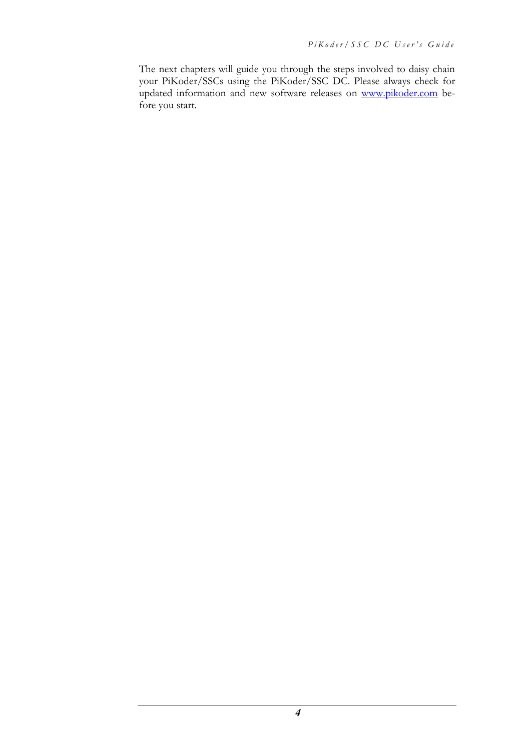The next chapters will guide you through the steps involved to daisy chain your PiKoder/SSCs using the PiKoder/SSC DC. Please always check for updated information and new software releases on [www.pikoder.com](http://www.pikoder.com) before you start.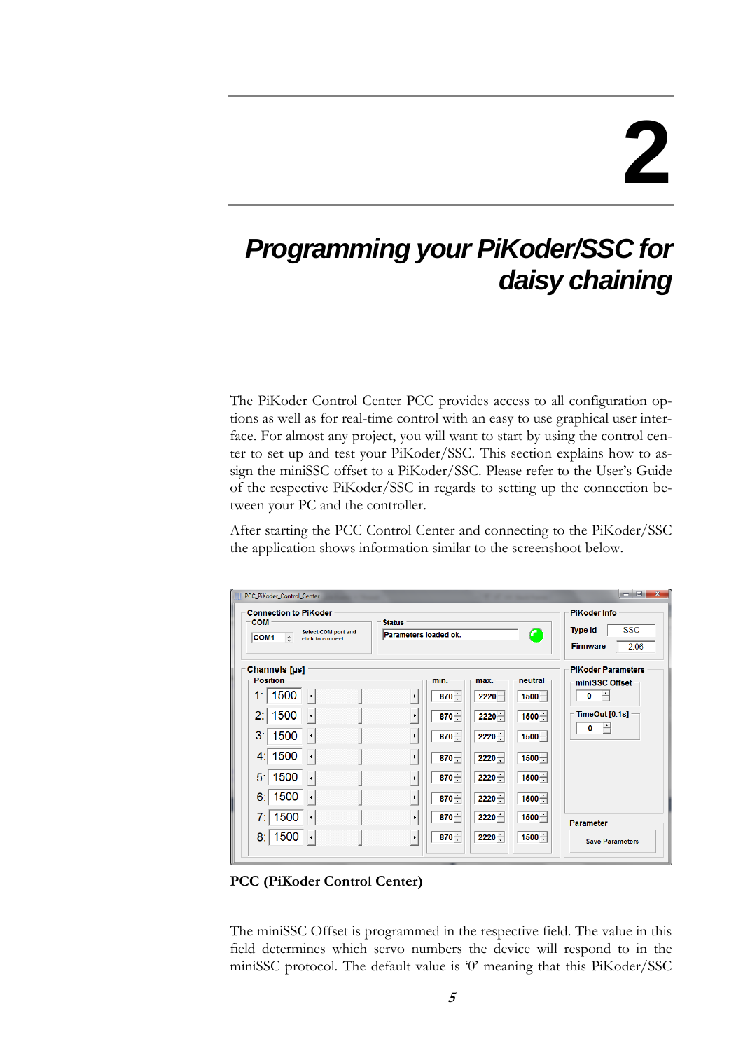# 2

# Programming your PiKoder/SSC for daisy chaining

The PiKoder Control Center PCC provides access to all configuration options as well as for real-time control with an easy to use graphical user interface. For almost any project, you will want to start by using the control center to set up and test your PiKoder/SSC. This section explains how to assign the miniSSC offset to a PiKoder/SSC. Please refer to the User's Guide of the respective PiKoder/SSC in regards to setting up the connection between your PC and the controller.

After starting the PCC Control Center and connecting to the PiKoder/SSC the application shows information similar to the screenshoot below.

**PCC (PiKoder Control Center)**

The miniSSC Offset is programmed in the respective field. The value in this field determines which servo numbers the device will respond to in the miniSSC protocol. The default value is '0' meaning that this PiKoder/SSC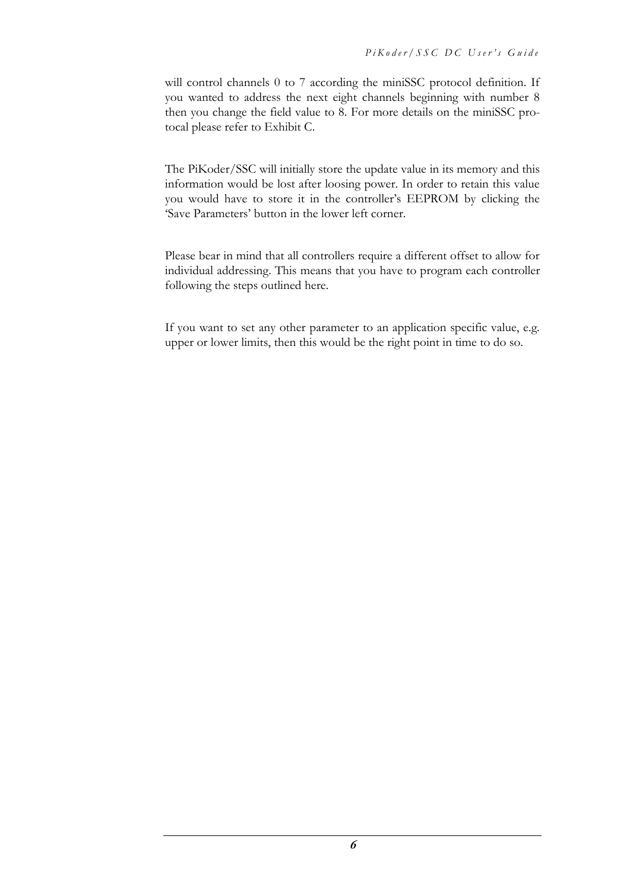will control channels 0 to 7 according the miniSSC protocol definition. If you wanted to address the next eight channels beginning with number 8 then you change the field value to 8. For more details on the miniSSC protocal please refer to Exhibit C.

The PiKoder/SSC will initially store the update value in its memory and this information would be lost after loosing power. In order to retain this value you would have to store it in the controller's EEPROM by clicking the 'Save Parameters' button in the lower left corner.

Please bear in mind that all controllers require a different offset to allow for individual addressing. This means that you have to program each controller following the steps outlined here.

If you want to set any other parameter to an application specific value, e.g. upper or lower limits, then this would be the right point in time to do so.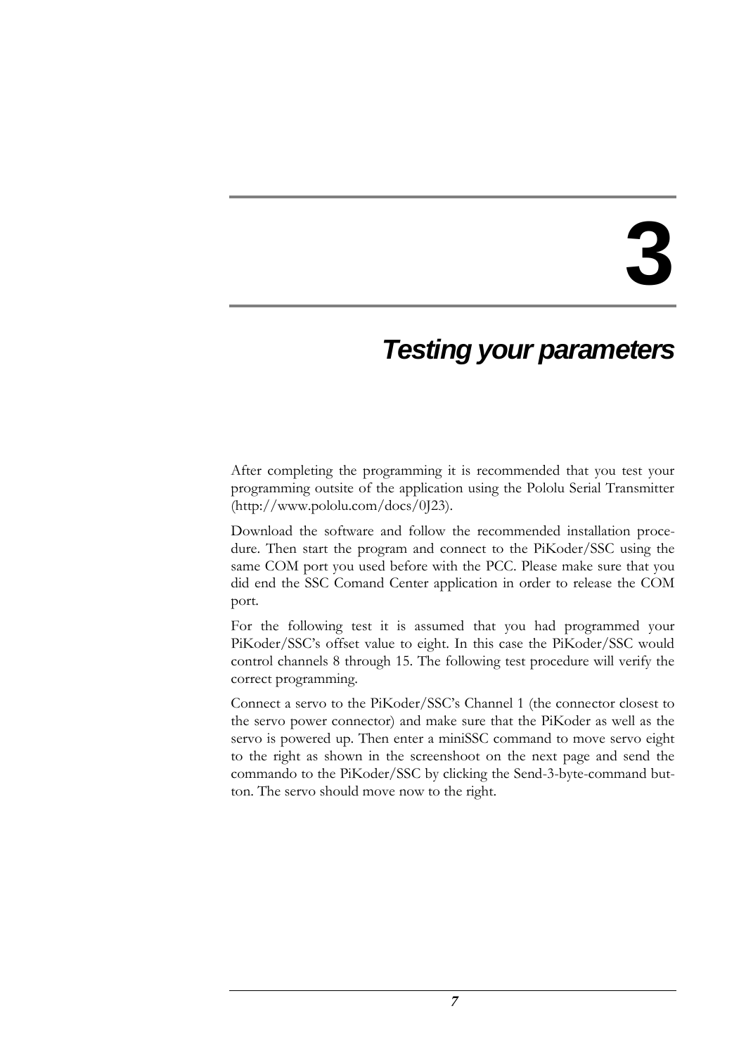# 3

## Testing your parameters

After completing the programming it is recommended that you test your programming outsite of the application using the Pololu Serial Transmitter (http://www.pololu.com/docs/0J23).

Download the software and follow the recommended installation procedure. Then start the program and connect to the PiKoder/SSC using the same COM port you used before with the PCC. Please make sure that you did end the SSC Comand Center application in order to release the COM port.

For the following test it is assumed that you had programmed your PiKoder/SSC's offset value to eight. In this case the PiKoder/SSC would control channels 8 through 15. The following test procedure will verify the correct programming.

Connect a servo to the PiKoder/SSC's Channel 1 (the connector closest to the servo power connector) and make sure that the PiKoder as well as the servo is powered up. Then enter a miniSSC command to move servo eight to the right as shown in the screenshoot on the next page and send the commando to the PiKoder/SSC by clicking the Send-3-byte-command button. The servo should move now to the right.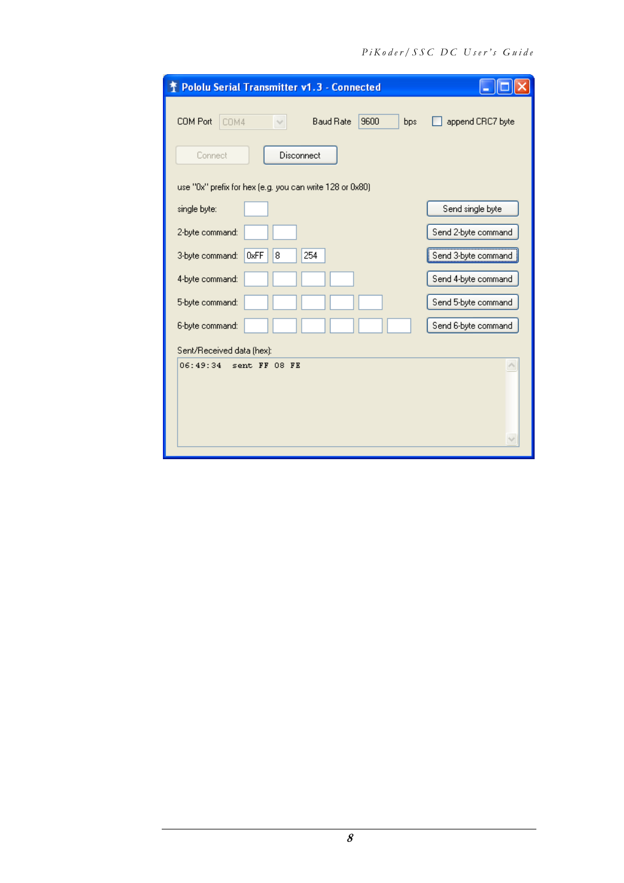**Pololu Serial Transmitter v1.3 - Connected**

COM Port: COM4  Baud Rate: 9600 bps  ☐ append CRC7 byte

[Connect] [Disconnect]

use "0x" prefix for hex (e.g. you can write 128 or 0x80)

| Command | Byte 1 | Byte 2 | Byte 3 | Byte 4 | Byte 5 | Byte 6 | Action |
|---|---|---|---|---|---|---|---|
| single byte: | | | | | | | Send single byte |
| 2-byte command: | | | | | | | Send 2-byte command |
| 3-byte command: | 0xFF | 8 | 254 | | | | Send 3-byte command |
| 4-byte command: | | | | | | | Send 4-byte command |
| 5-byte command: | | | | | | | Send 5-byte command |
| 6-byte command: | | | | | | | Send 6-byte command |

Sent/Received data (hex):

```
06:49:34  sent  FF 08 FE
```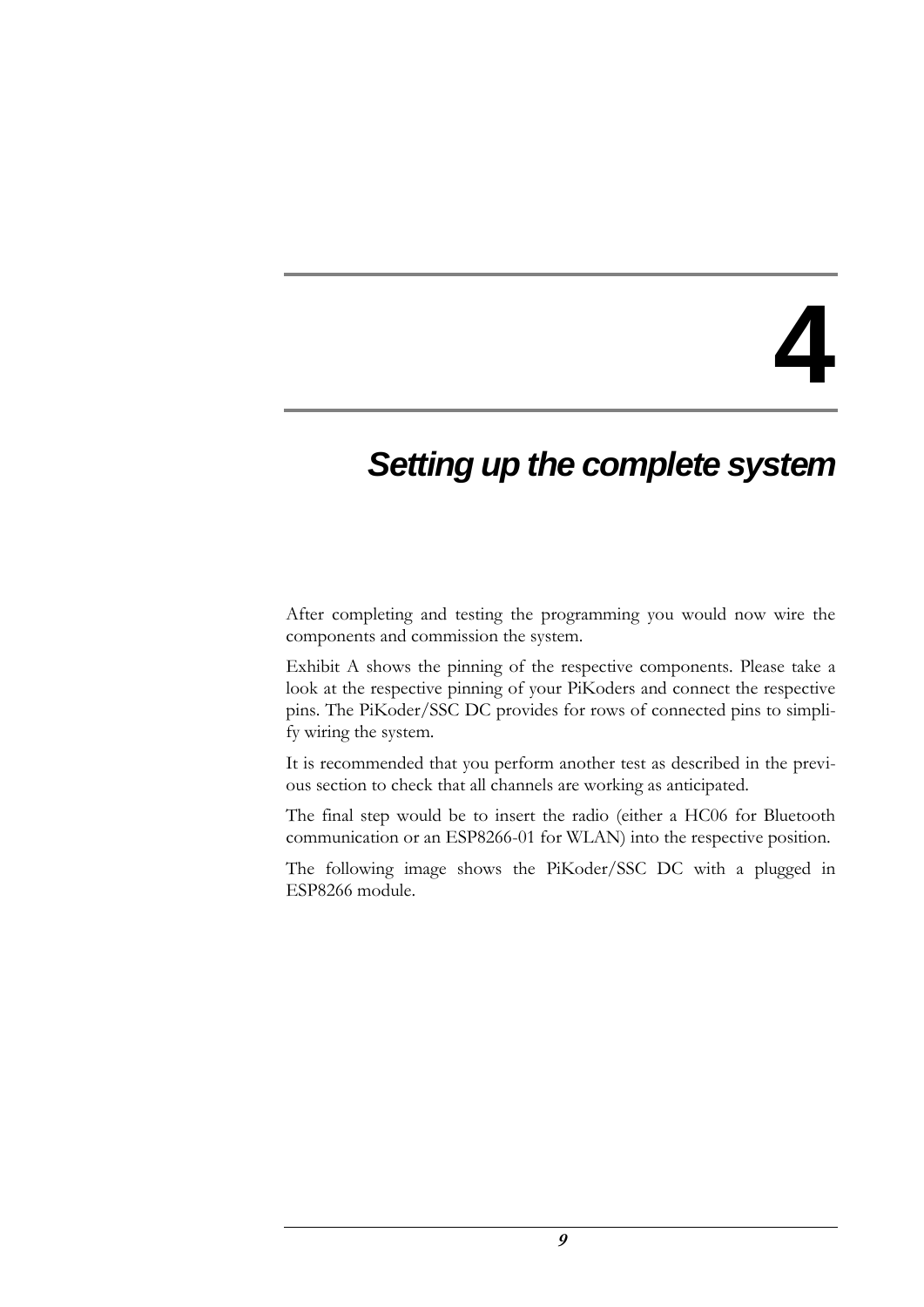# 4

# *Setting up the complete system*

After completing and testing the programming you would now wire the components and commission the system.

Exhibit A shows the pinning of the respective components. Please take a look at the respective pinning of your PiKoders and connect the respective pins. The PiKoder/SSC DC provides for rows of connected pins to simplify wiring the system.

It is recommended that you perform another test as described in the previous section to check that all channels are working as anticipated.

The final step would be to insert the radio (either a HC06 for Bluetooth communication or an ESP8266-01 for WLAN) into the respective position.

The following image shows the PiKoder/SSC DC with a plugged in ESP8266 module.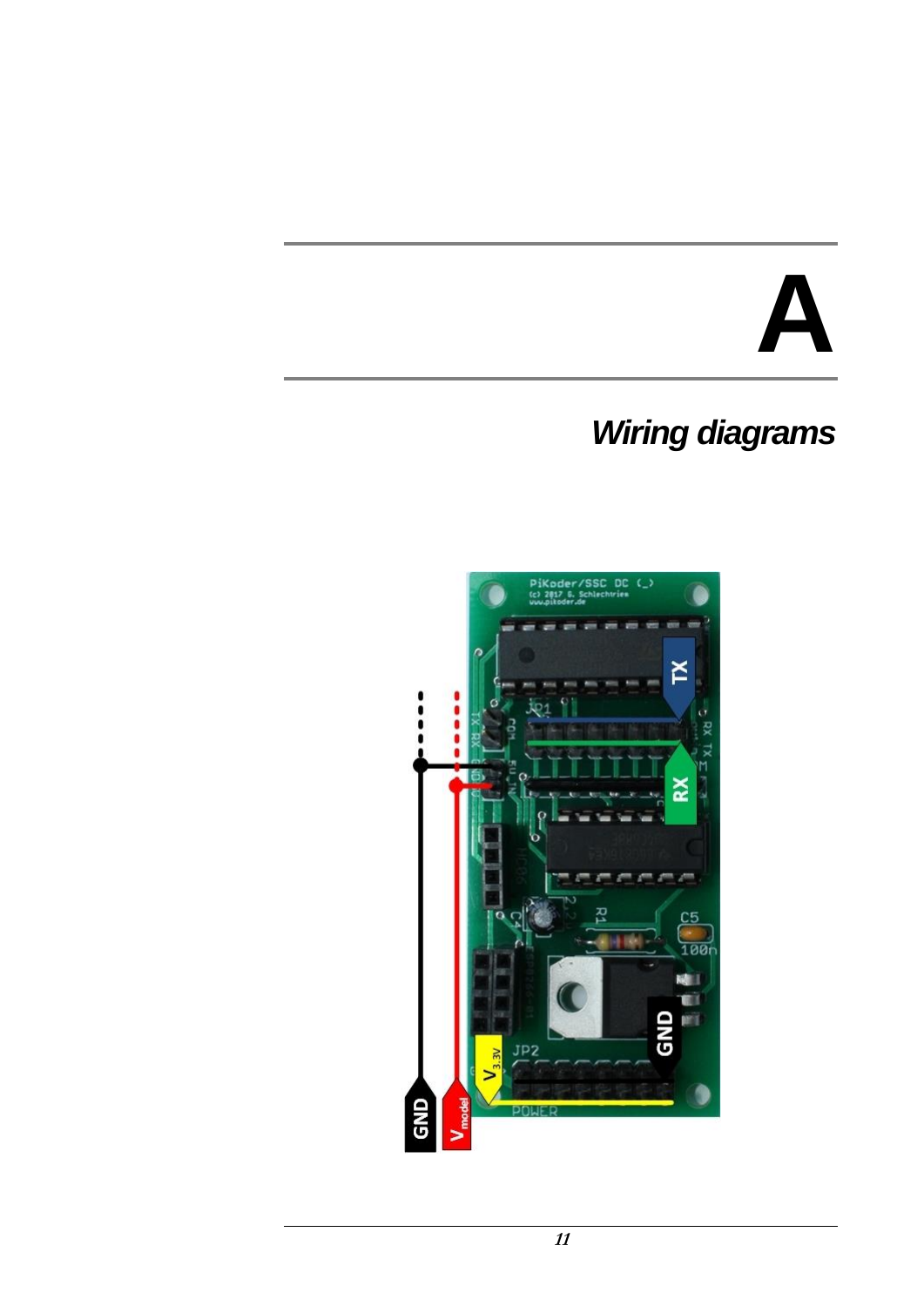# A

## *Wiring diagrams*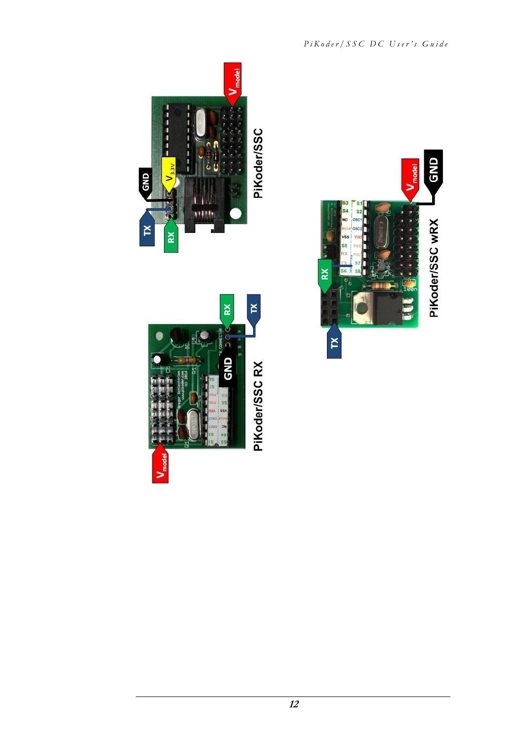PiKoder/SSC

PiKoder/SSC RX

PiKoder/SSC wRX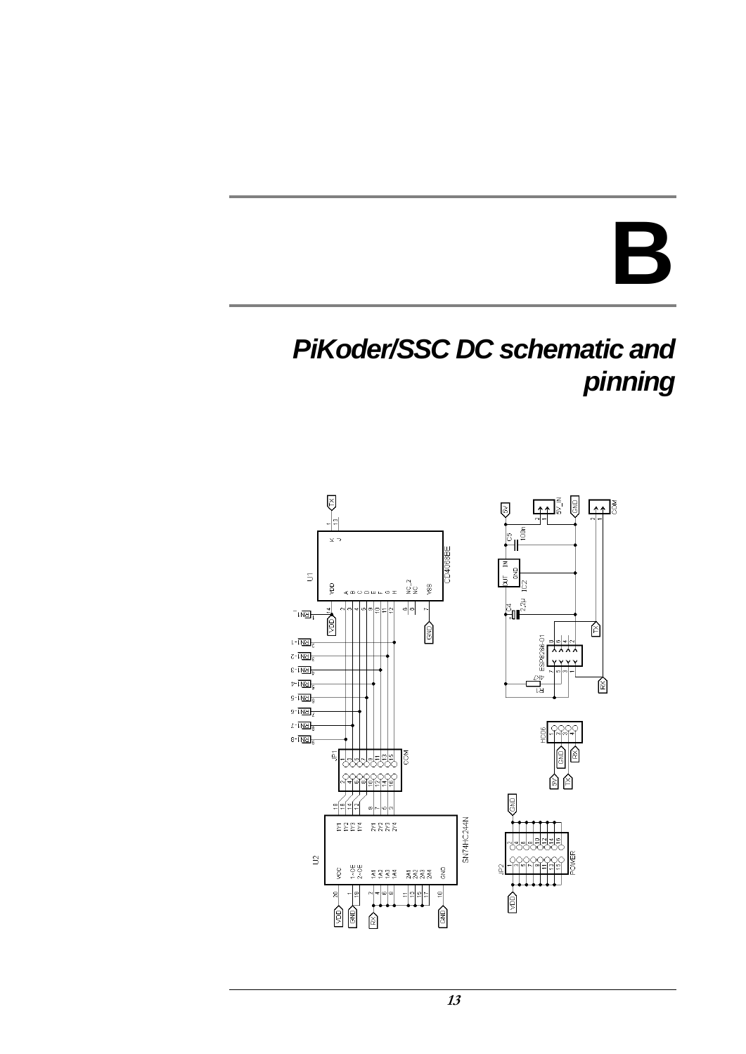# B

## PiKoder/SSC DC schematic and pinning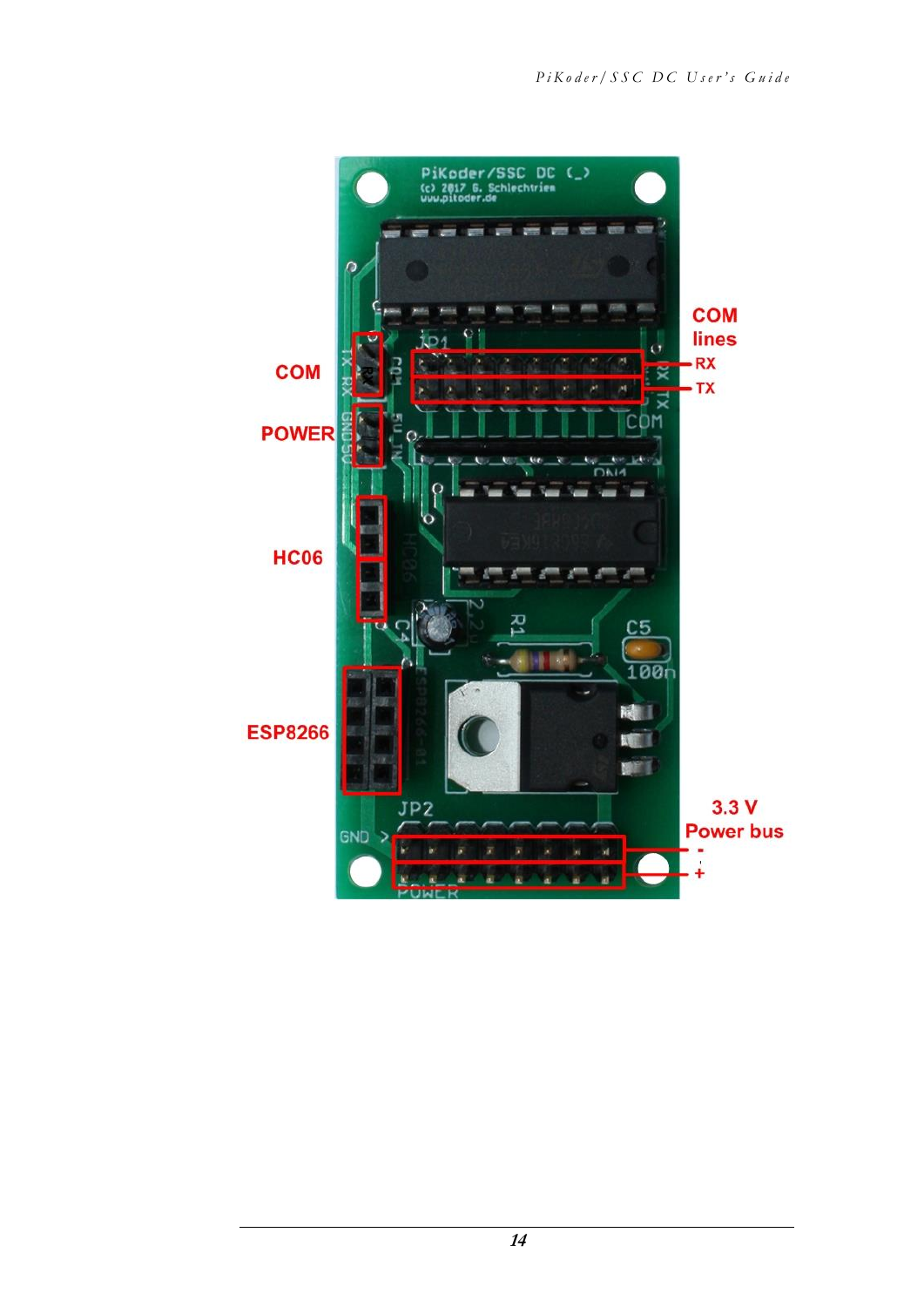COM

POWER

HC06

ESP8266

COM lines

RX

TX

3.3 V Power bus

-

+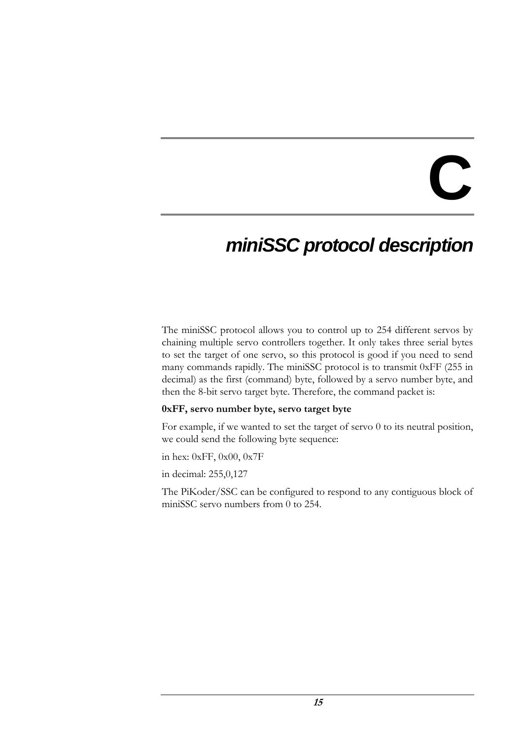# C

## *miniSSC protocol description*

The miniSSC protocol allows you to control up to 254 different servos by chaining multiple servo controllers together. It only takes three serial bytes to set the target of one servo, so this protocol is good if you need to send many commands rapidly. The miniSSC protocol is to transmit 0xFF (255 in decimal) as the first (command) byte, followed by a servo number byte, and then the 8-bit servo target byte. Therefore, the command packet is:

**0xFF, servo number byte, servo target byte**

For example, if we wanted to set the target of servo 0 to its neutral position, we could send the following byte sequence:

in hex: 0xFF, 0x00, 0x7F

in decimal: 255,0,127

The PiKoder/SSC can be configured to respond to any contiguous block of miniSSC servo numbers from 0 to 254.